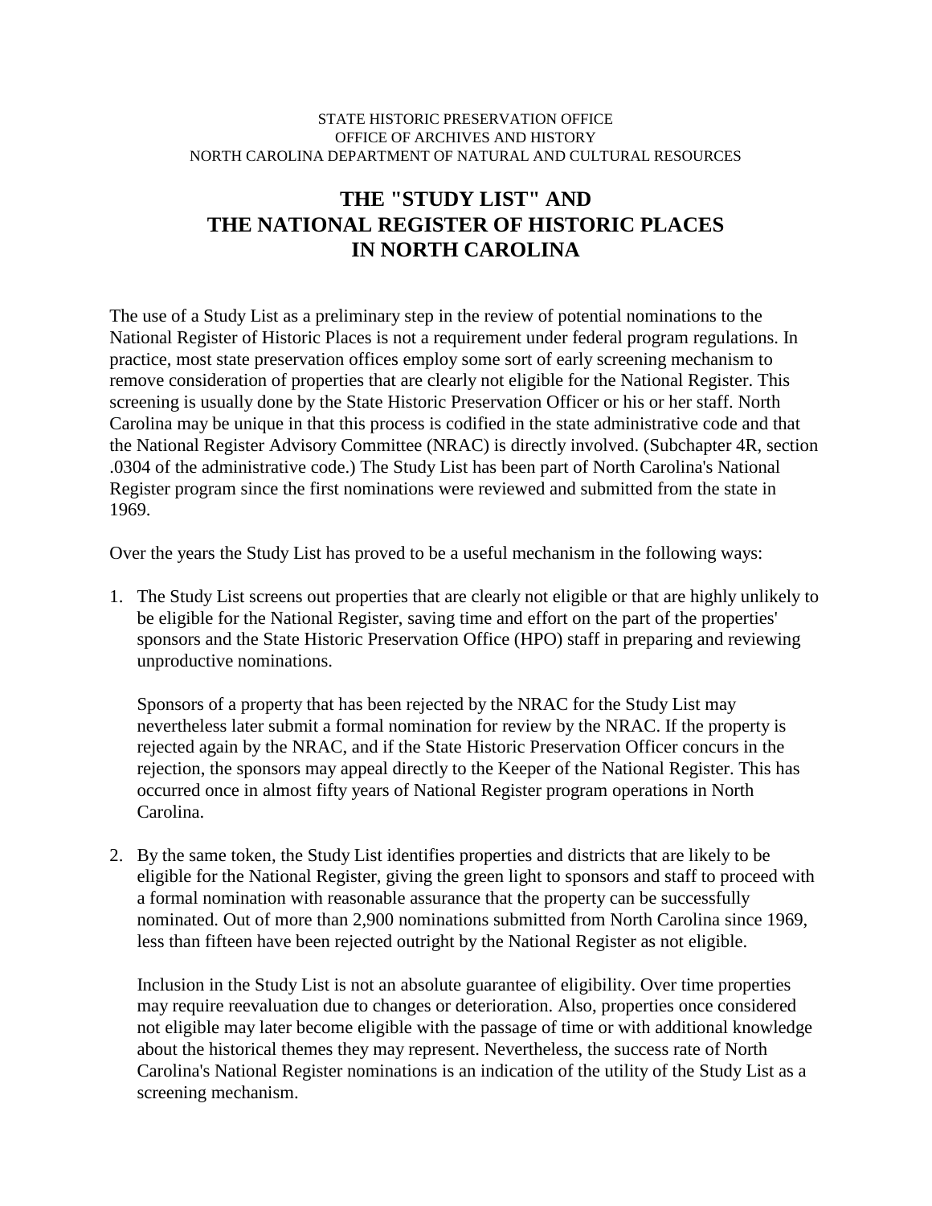STATE HISTORIC PRESERVATION OFFICE
OFFICE OF ARCHIVES AND HISTORY
NORTH CAROLINA DEPARTMENT OF NATURAL AND CULTURAL RESOURCES

# THE "STUDY LIST" AND THE NATIONAL REGISTER OF HISTORIC PLACES IN NORTH CAROLINA

The use of a Study List as a preliminary step in the review of potential nominations to the National Register of Historic Places is not a requirement under federal program regulations. In practice, most state preservation offices employ some sort of early screening mechanism to remove consideration of properties that are clearly not eligible for the National Register. This screening is usually done by the State Historic Preservation Officer or his or her staff. North Carolina may be unique in that this process is codified in the state administrative code and that the National Register Advisory Committee (NRAC) is directly involved. (Subchapter 4R, section .0304 of the administrative code.) The Study List has been part of North Carolina's National Register program since the first nominations were reviewed and submitted from the state in 1969.

Over the years the Study List has proved to be a useful mechanism in the following ways:

1. The Study List screens out properties that are clearly not eligible or that are highly unlikely to be eligible for the National Register, saving time and effort on the part of the properties' sponsors and the State Historic Preservation Office (HPO) staff in preparing and reviewing unproductive nominations.

   Sponsors of a property that has been rejected by the NRAC for the Study List may nevertheless later submit a formal nomination for review by the NRAC. If the property is rejected again by the NRAC, and if the State Historic Preservation Officer concurs in the rejection, the sponsors may appeal directly to the Keeper of the National Register. This has occurred once in almost fifty years of National Register program operations in North Carolina.

2. By the same token, the Study List identifies properties and districts that are likely to be eligible for the National Register, giving the green light to sponsors and staff to proceed with a formal nomination with reasonable assurance that the property can be successfully nominated. Out of more than 2,900 nominations submitted from North Carolina since 1969, less than fifteen have been rejected outright by the National Register as not eligible.

   Inclusion in the Study List is not an absolute guarantee of eligibility. Over time properties may require reevaluation due to changes or deterioration. Also, properties once considered not eligible may later become eligible with the passage of time or with additional knowledge about the historical themes they may represent. Nevertheless, the success rate of North Carolina's National Register nominations is an indication of the utility of the Study List as a screening mechanism.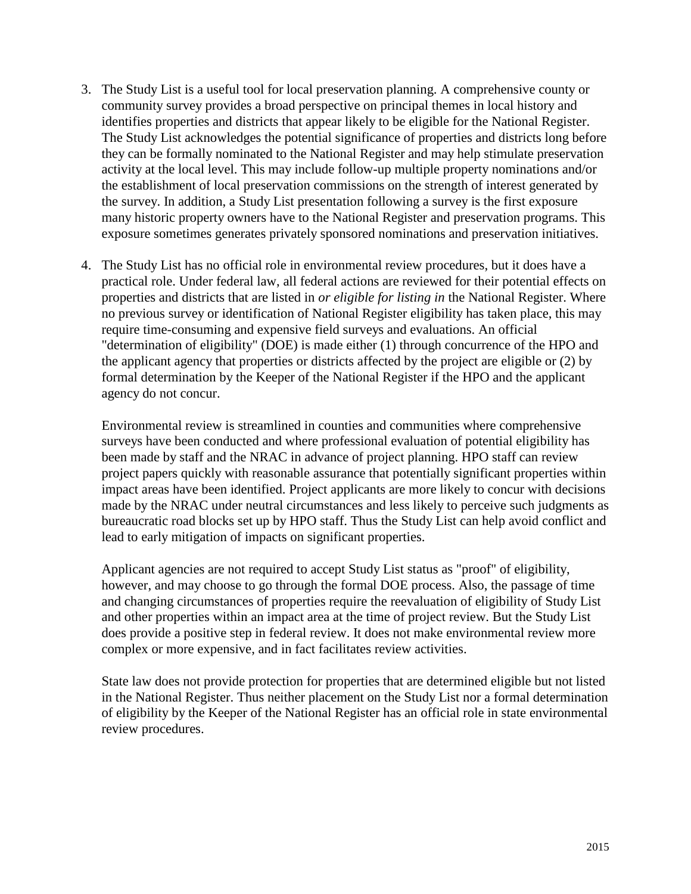3. The Study List is a useful tool for local preservation planning. A comprehensive county or community survey provides a broad perspective on principal themes in local history and identifies properties and districts that appear likely to be eligible for the National Register. The Study List acknowledges the potential significance of properties and districts long before they can be formally nominated to the National Register and may help stimulate preservation activity at the local level. This may include follow-up multiple property nominations and/or the establishment of local preservation commissions on the strength of interest generated by the survey. In addition, a Study List presentation following a survey is the first exposure many historic property owners have to the National Register and preservation programs. This exposure sometimes generates privately sponsored nominations and preservation initiatives.

4. The Study List has no official role in environmental review procedures, but it does have a practical role. Under federal law, all federal actions are reviewed for their potential effects on properties and districts that are listed in *or eligible for listing in* the National Register. Where no previous survey or identification of National Register eligibility has taken place, this may require time-consuming and expensive field surveys and evaluations. An official "determination of eligibility" (DOE) is made either (1) through concurrence of the HPO and the applicant agency that properties or districts affected by the project are eligible or (2) by formal determination by the Keeper of the National Register if the HPO and the applicant agency do not concur.

   Environmental review is streamlined in counties and communities where comprehensive surveys have been conducted and where professional evaluation of potential eligibility has been made by staff and the NRAC in advance of project planning. HPO staff can review project papers quickly with reasonable assurance that potentially significant properties within impact areas have been identified. Project applicants are more likely to concur with decisions made by the NRAC under neutral circumstances and less likely to perceive such judgments as bureaucratic road blocks set up by HPO staff. Thus the Study List can help avoid conflict and lead to early mitigation of impacts on significant properties.

   Applicant agencies are not required to accept Study List status as "proof" of eligibility, however, and may choose to go through the formal DOE process. Also, the passage of time and changing circumstances of properties require the reevaluation of eligibility of Study List and other properties within an impact area at the time of project review. But the Study List does provide a positive step in federal review. It does not make environmental review more complex or more expensive, and in fact facilitates review activities.

   State law does not provide protection for properties that are determined eligible but not listed in the National Register. Thus neither placement on the Study List nor a formal determination of eligibility by the Keeper of the National Register has an official role in state environmental review procedures.